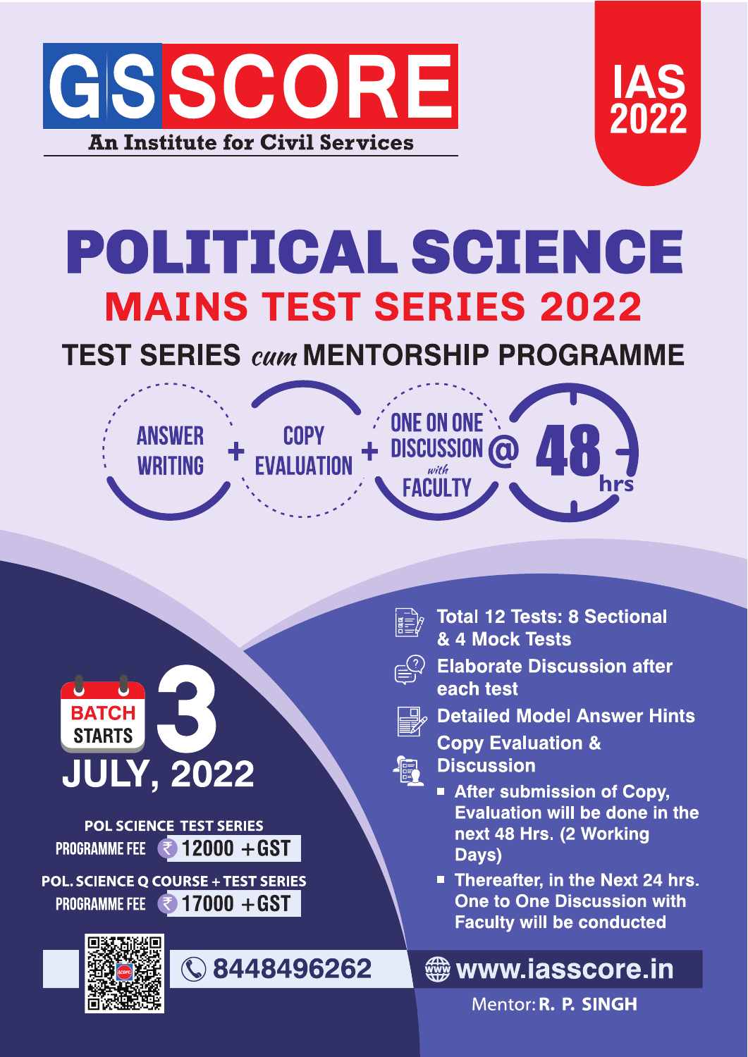# GS SCORE

An Institute for Civil Services

**IAS 2022**

# POLITICAL SCIENCE

## MAINS TEST SERIES 2022

### TEST SERIES *cum* MENTORSHIP PROGRAMME

ANSWER WRITING + COPY EVALUATION + ONE ON ONE DISCUSSION *with* FACULTY @ 48 hrs

**BATCH STARTS 3 JULY, 2022**

- Total 12 Tests: 8 Sectional & 4 Mock Tests
- Elaborate Discussion after each test
- Detailed Model Answer Hints
- Copy Evaluation & Discussion
  - After submission of Copy, Evaluation will be done in the next 48 Hrs. (2 Working Days)
  - Thereafter, in the Next 24 hrs. One to One Discussion with Faculty will be conducted

**POL SCIENCE TEST SERIES**
PROGRAMME FEE ₹ 12000 +GST

**POL. SCIENCE Q COURSE + TEST SERIES**
PROGRAMME FEE ₹ 17000 +GST

8448496262

www.iasscore.in

Mentor: **R. P. SINGH**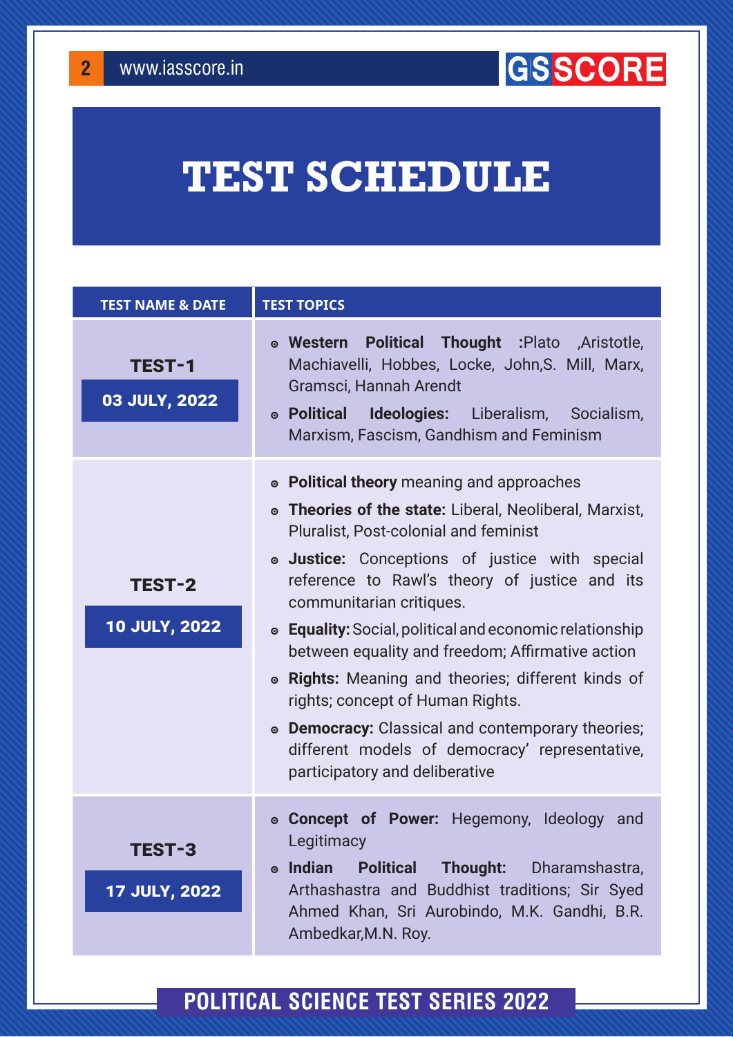# TEST SCHEDULE

| TEST NAME & DATE | TEST TOPICS |
|---|---|
| **TEST-1**<br>**03 JULY, 2022** | • **Western Political Thought :**Plato ,Aristotle, Machiavelli, Hobbes, Locke, John,S. Mill, Marx, Gramsci, Hannah Arendt<br>• **Political Ideologies:** Liberalism, Socialism, Marxism, Fascism, Gandhism and Feminism |
| **TEST-2**<br>**10 JULY, 2022** | • **Political theory** meaning and approaches<br>• **Theories of the state:** Liberal, Neoliberal, Marxist, Pluralist, Post-colonial and feminist<br>• **Justice:** Conceptions of justice with special reference to Rawl's theory of justice and its communitarian critiques.<br>• **Equality:** Social, political and economic relationship between equality and freedom; Affirmative action<br>• **Rights:** Meaning and theories; different kinds of rights; concept of Human Rights.<br>• **Democracy:** Classical and contemporary theories; different models of democracy' representative, participatory and deliberative |
| **TEST-3**<br>**17 JULY, 2022** | • **Concept of Power:** Hegemony, Ideology and Legitimacy<br>• **Indian Political Thought:** Dharamshastra, Arthashastra and Buddhist traditions; Sir Syed Ahmed Khan, Sri Aurobindo, M.K. Gandhi, B.R. Ambedkar,M.N. Roy. |

POLITICAL SCIENCE TEST SERIES 2022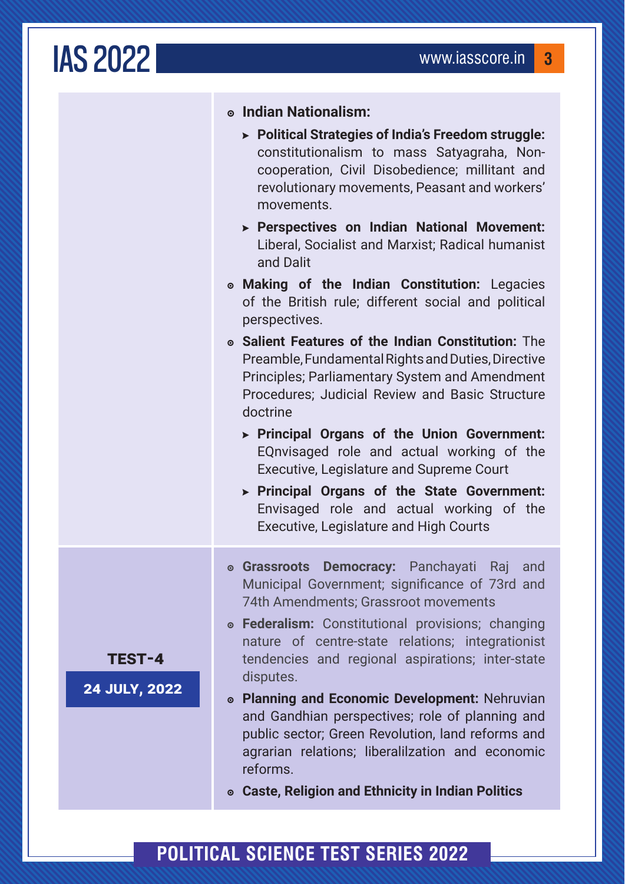| | |
|---|---|
| | - **Indian Nationalism:**<br>  - **Political Strategies of India's Freedom struggle:** constitutionalism to mass Satyagraha, Non-cooperation, Civil Disobedience; millitant and revolutionary movements, Peasant and workers' movements.<br>  - **Perspectives on Indian National Movement:** Liberal, Socialist and Marxist; Radical humanist and Dalit<br>- **Making of the Indian Constitution:** Legacies of the British rule; different social and political perspectives.<br>- **Salient Features of the Indian Constitution:** The Preamble, Fundamental Rights and Duties, Directive Principles; Parliamentary System and Amendment Procedures; Judicial Review and Basic Structure doctrine<br>  - **Principal Organs of the Union Government:** EQnvisaged role and actual working of the Executive, Legislature and Supreme Court<br>  - **Principal Organs of the State Government:** Envisaged role and actual working of the Executive, Legislature and High Courts |
| **TEST-4**<br>**24 JULY, 2022** | - **Grassroots Democracy:** Panchayati Raj and Municipal Government; significance of 73rd and 74th Amendments; Grassroot movements<br>- **Federalism:** Constitutional provisions; changing nature of centre-state relations; integrationist tendencies and regional aspirations; inter-state disputes.<br>- **Planning and Economic Development:** Nehruvian and Gandhian perspectives; role of planning and public sector; Green Revolution, land reforms and agrarian relations; liberalilzation and economic reforms.<br>- **Caste, Religion and Ethnicity in Indian Politics** |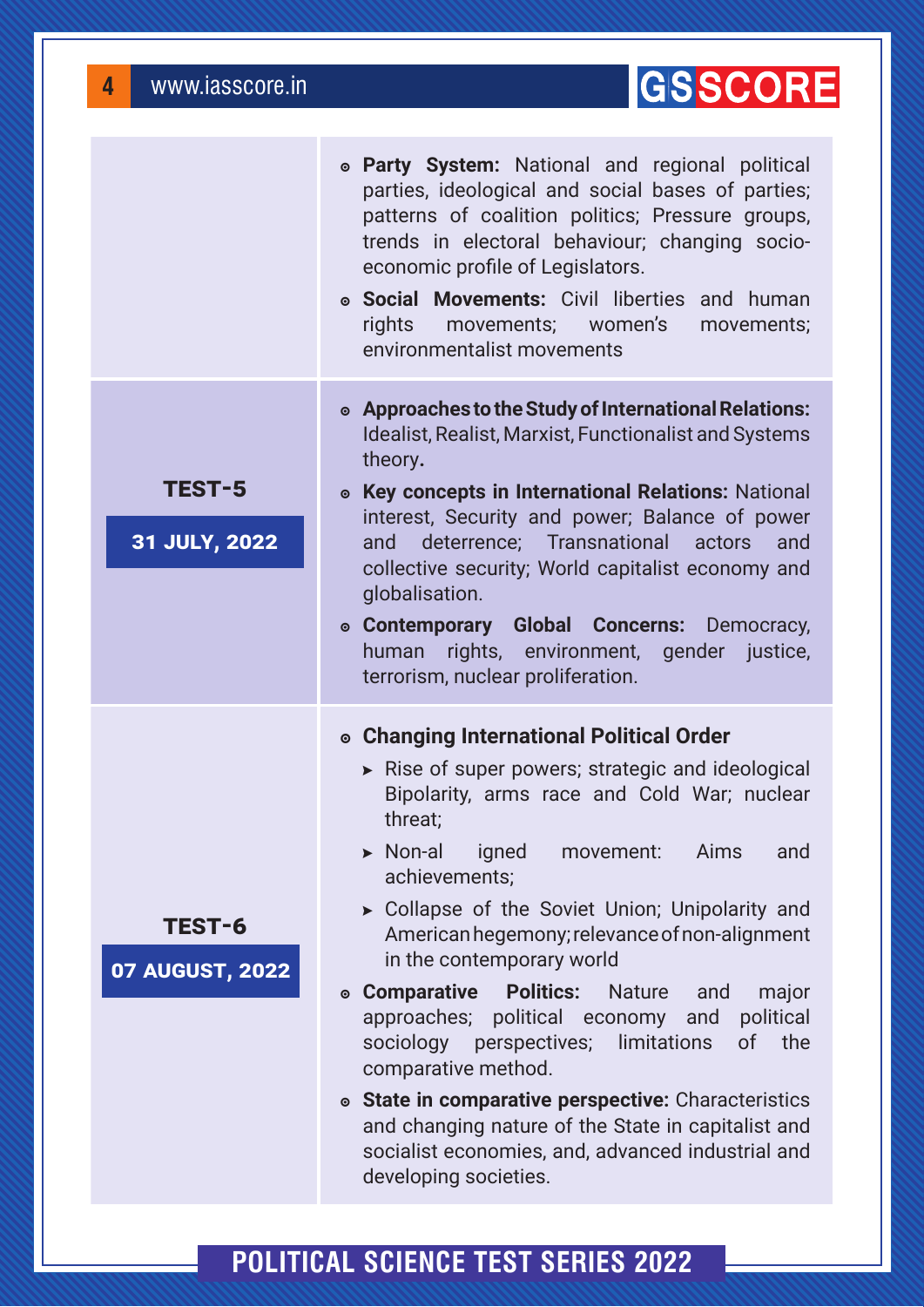| | |
|---|---|
| | - **Party System:** National and regional political parties, ideological and social bases of parties; patterns of coalition politics; Pressure groups, trends in electoral behaviour; changing socio-economic profile of Legislators.<br>- **Social Movements:** Civil liberties and human rights movements; women's movements; environmentalist movements |
| **TEST-5**<br>**31 JULY, 2022** | - **Approaches to the Study of International Relations:** Idealist, Realist, Marxist, Functionalist and Systems theory.<br>- **Key concepts in International Relations:** National interest, Security and power; Balance of power and deterrence; Transnational actors and collective security; World capitalist economy and globalisation.<br>- **Contemporary Global Concerns:** Democracy, human rights, environment, gender justice, terrorism, nuclear proliferation. |
| **TEST-6**<br>**07 AUGUST, 2022** | - **Changing International Political Order**<br>&nbsp;&nbsp;➤ Rise of super powers; strategic and ideological Bipolarity, arms race and Cold War; nuclear threat;<br>&nbsp;&nbsp;➤ Non-al igned movement: Aims and achievements;<br>&nbsp;&nbsp;➤ Collapse of the Soviet Union; Unipolarity and American hegemony; relevance of non-alignment in the contemporary world<br>- **Comparative Politics:** Nature and major approaches; political economy and political sociology perspectives; limitations of the comparative method.<br>- **State in comparative perspective:** Characteristics and changing nature of the State in capitalist and socialist economies, and, advanced industrial and developing societies. |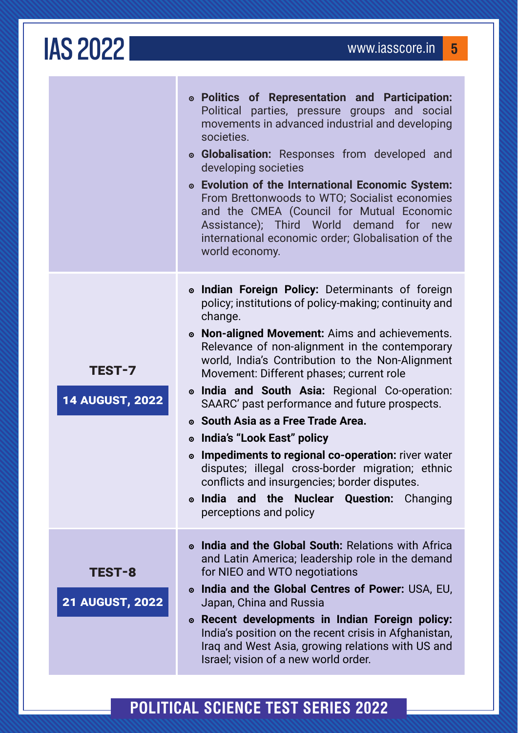| | |
|---|---|
| | **Politics of Representation and Participation:** Political parties, pressure groups and social movements in advanced industrial and developing societies.<br>**Globalisation:** Responses from developed and developing societies<br>**Evolution of the International Economic System:** From Brettonwoods to WTO; Socialist economies and the CMEA (Council for Mutual Economic Assistance); Third World demand for new international economic order; Globalisation of the world economy. |
| **TEST-7**<br>**14 AUGUST, 2022** | **Indian Foreign Policy:** Determinants of foreign policy; institutions of policy-making; continuity and change.<br>**Non-aligned Movement:** Aims and achievements. Relevance of non-alignment in the contemporary world, India's Contribution to the Non-Alignment Movement: Different phases; current role<br>**India and South Asia:** Regional Co-operation: SAARC' past performance and future prospects.<br>**South Asia as a Free Trade Area.**<br>**India's "Look East" policy**<br>**Impediments to regional co-operation:** river water disputes; illegal cross-border migration; ethnic conflicts and insurgencies; border disputes.<br>**India and the Nuclear Question:** Changing perceptions and policy |
| **TEST-8**<br>**21 AUGUST, 2022** | **India and the Global South:** Relations with Africa and Latin America; leadership role in the demand for NIEO and WTO negotiations<br>**India and the Global Centres of Power:** USA, EU, Japan, China and Russia<br>**Recent developments in Indian Foreign policy:** India's position on the recent crisis in Afghanistan, Iraq and West Asia, growing relations with US and Israel; vision of a new world order. |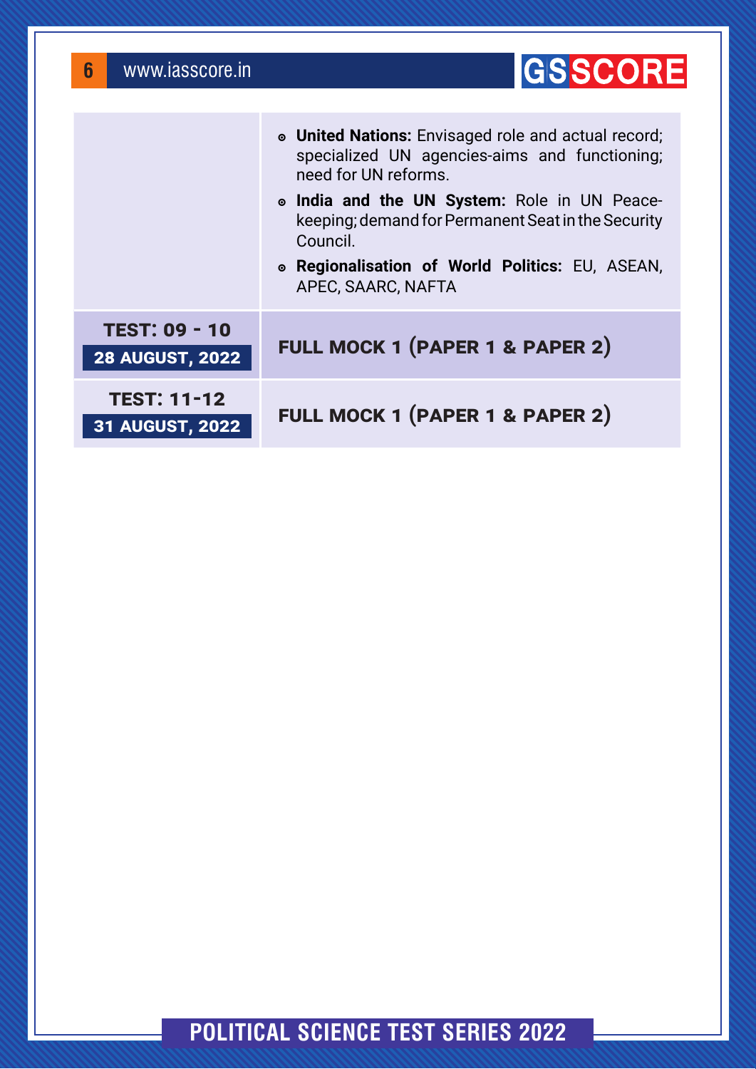| | |
|---|---|
| | ◉ **United Nations:** Envisaged role and actual record; specialized UN agencies-aims and functioning; need for UN reforms.<br>◉ **India and the UN System:** Role in UN Peace-keeping; demand for Permanent Seat in the Security Council.<br>◉ **Regionalisation of World Politics:** EU, ASEAN, APEC, SAARC, NAFTA |
| **TEST: 09 - 10**<br>**28 AUGUST, 2022** | **FULL MOCK 1 (PAPER 1 & PAPER 2)** |
| **TEST: 11-12**<br>**31 AUGUST, 2022** | **FULL MOCK 1 (PAPER 1 & PAPER 2)** |